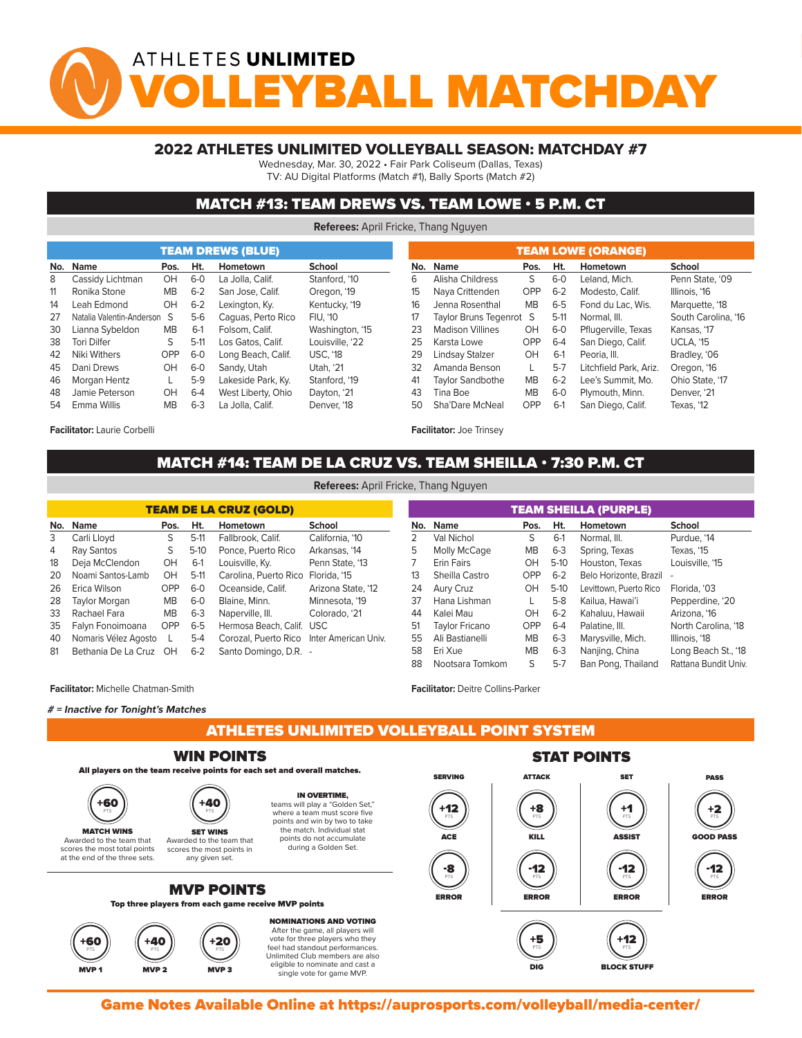# ATHLETES UNLIMITED VOLLEYBALL MATCHDAY

## 2022 ATHLETES UNLIMITED VOLLEYBALL SEASON: MATCHDAY #7

Wednesday, Mar. 30, 2022 • Fair Park Coliseum (Dallas, Texas)
TV: AU Digital Platforms (Match #1), Bally Sports (Match #2)

## MATCH #13: TEAM DREWS VS. TEAM LOWE • 5 P.M. CT

**Referees:** April Fricke, Thang Nguyen

### TEAM DREWS (BLUE)

| No. | Name | Pos. | Ht. | Hometown | School |
|---|---|---|---|---|---|
| 8 | Cassidy Lichtman | OH | 6-0 | La Jolla, Calif. | Stanford, '10 |
| 11 | Ronika Stone | MB | 6-2 | San Jose, Calif. | Oregon, '19 |
| 14 | Leah Edmond | OH | 6-2 | Lexington, Ky. | Kentucky, '19 |
| 27 | Natalia Valentin-Anderson | S | 5-6 | Caguas, Perto Rico | FIU, '10 |
| 30 | Lianna Sybeldon | MB | 6-1 | Folsom, Calif. | Washington, '15 |
| 38 | Tori Dilfer | S | 5-11 | Los Gatos, Calif. | Louisville, '22 |
| 42 | Niki Withers | OPP | 6-0 | Long Beach, Calif. | USC, '18 |
| 45 | Dani Drews | OH | 6-0 | Sandy, Utah | Utah, '21 |
| 46 | Morgan Hentz | L | 5-9 | Lakeside Park, Ky. | Stanford, '19 |
| 48 | Jamie Peterson | OH | 6-4 | West Liberty, Ohio | Dayton, '21 |
| 54 | Emma Willis | MB | 6-3 | La Jolla, Calif. | Denver, '18 |

**Facilitator:** Laurie Corbelli

### TEAM LOWE (ORANGE)

| No. | Name | Pos. | Ht. | Hometown | School |
|---|---|---|---|---|---|
| 6 | Alisha Childress | S | 6-0 | Leland, Mich. | Penn State, '09 |
| 15 | Naya Crittenden | OPP | 6-2 | Modesto, Calif. | Illinois, '16 |
| 16 | Jenna Rosenthal | MB | 6-5 | Fond du Lac, Wis. | Marquette, '18 |
| 17 | Taylor Bruns Tegenrot | S | 5-11 | Normal, Ill. | South Carolina, '16 |
| 23 | Madison Villines | OH | 6-0 | Pflugerville, Texas | Kansas, '17 |
| 25 | Karsta Lowe | OPP | 6-4 | San Diego, Calif. | UCLA, '15 |
| 29 | Lindsay Stalzer | OH | 6-1 | Peoria, Ill. | Bradley, '06 |
| 32 | Amanda Benson | L | 5-7 | Litchfield Park, Ariz. | Oregon, '16 |
| 41 | Taylor Sandbothe | MB | 6-2 | Lee's Summit, Mo. | Ohio State, '17 |
| 43 | Tina Boe | MB | 6-0 | Plymouth, Minn. | Denver, '21 |
| 50 | Sha'Dare McNeal | OPP | 6-1 | San Diego, Calif. | Texas, '12 |

**Facilitator:** Joe Trinsey

## MATCH #14: TEAM DE LA CRUZ VS. TEAM SHEILLA • 7:30 P.M. CT

**Referees:** April Fricke, Thang Nguyen

### TEAM DE LA CRUZ (GOLD)

| No. | Name | Pos. | Ht. | Hometown | School |
|---|---|---|---|---|---|
| 3 | Carli Lloyd | S | 5-11 | Fallbrook, Calif. | California, '10 |
| 4 | Ray Santos | S | 5-10 | Ponce, Puerto Rico | Arkansas, '14 |
| 18 | Deja McClendon | OH | 6-1 | Louisville, Ky. | Penn State, '13 |
| 20 | Noami Santos-Lamb | OH | 5-11 | Carolina, Puerto Rico | Florida, '15 |
| 26 | Erica Wilson | OPP | 6-0 | Oceanside, Calif. | Arizona State, '12 |
| 28 | Taylor Morgan | MB | 6-0 | Blaine, Minn. | Minnesota, '19 |
| 33 | Rachael Fara | MB | 6-3 | Naperville, Ill. | Colorado, '21 |
| 35 | Falyn Fonoimoana | OPP | 6-5 | Hermosa Beach, Calif. | USC |
| 40 | Nomaris Vélez Agosto | L | 5-4 | Corozal, Puerto Rico | Inter American Univ. |
| 81 | Bethania De La Cruz | OH | 6-2 | Santo Domingo, D.R. | - |

**Facilitator:** Michelle Chatman-Smith

### TEAM SHEILLA (PURPLE)

| No. | Name | Pos. | Ht. | Hometown | School |
|---|---|---|---|---|---|
| 2 | Val Nichol | S | 6-1 | Normal, Ill. | Purdue, '14 |
| 5 | Molly McCage | MB | 6-3 | Spring, Texas | Texas, '15 |
| 7 | Erin Fairs | OH | 5-10 | Houston, Texas | Louisville, '15 |
| 13 | Sheilla Castro | OPP | 6-2 | Belo Horizonte, Brazil | - |
| 24 | Aury Cruz | OH | 5-10 | Levittown, Puerto Rico | Florida, '03 |
| 37 | Hana Lishman | L | 5-8 | Kailua, Hawai'i | Pepperdine, '20 |
| 44 | Kalei Mau | OH | 6-2 | Kahaluu, Hawaii | Arizona, '16 |
| 47 | Taylor Fricano | OPP | 6-4 | Palatine, Ill. | North Carolina, '18 |
| 51 | Ali Bastianelli | MB | 6-3 | Marysville, Mich. | Illinois, '18 |
| 58 | Eri Xue | MB | 6-3 | Nanjing, China | Long Beach St., '18 |
| 88 | Nootsara Tomkom | S | 5-7 | Ban Pong, Thailand | Rattana Bundit Univ. |

**Facilitator:** Deitre Collins-Parker

*# = Inactive for Tonight's Matches*

## ATHLETES UNLIMITED VOLLEYBALL POINT SYSTEM

### WIN POINTS

**All players on the team receive points for each set and overall matches.**

- **+60 PTS — MATCH WINS:** Awarded to the team that scores the most total points at the end of the three sets.
- **+40 PTS — SET WINS:** Awarded to the team that scores the most points in any given set.

**IN OVERTIME,** teams will play a "Golden Set," where a team must score five points and win by two to take the match. Individual stat points do not accumulate during a Golden Set.

### MVP POINTS

**Top three players from each game receive MVP points**

- **+60 PTS** — MVP 1
- **+40 PTS** — MVP 2
- **+20 PTS** — MVP 3

**NOMINATIONS AND VOTING**
After the game, all players will vote for three players who they feel had standout performances. Unlimited Club members are also eligible to nominate and cast a single vote for game MVP.

### STAT POINTS

| Serving | Attack | Set | Pass |
|---|---|---|---|
| +12 PTS — Ace | +8 PTS — Kill | +1 PTS — Assist | +2 PTS — Good Pass |
| -8 PTS — Error | -12 PTS — Error | -12 PTS — Error | -12 PTS — Error |
| | +5 PTS — Dig | +12 PTS — Block Stuff | |

**Game Notes Available Online at https://auprosports.com/volleyball/media-center/**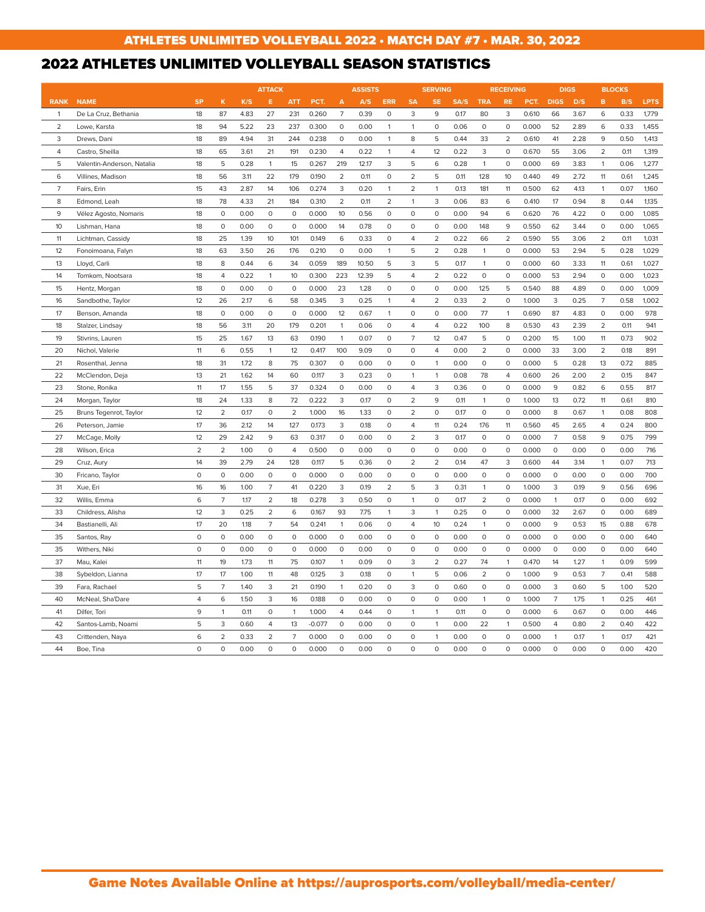## 2022 ATHLETES UNLIMITED VOLLEYBALL SEASON STATISTICS

| | | | ATTACK | | | | | ASSISTS | | | SERVING | | | RECEIVING | | | DIGS | | BLOCKS | | |
|---|---|---|---|---|---|---|---|---|---|---|---|---|---|---|---|---|---|---|---|---|---|
| RANK | NAME | SP | K | K/S | E | ATT | PCT. | A | A/S | ERR | SA | SE | SA/S | TRA | RE | PCT. | DIGS | D/S | B | B/S | LPTS |
| 1 | De La Cruz, Bethania | 18 | 87 | 4.83 | 27 | 231 | 0.260 | 7 | 0.39 | 0 | 3 | 9 | 0.17 | 80 | 3 | 0.610 | 66 | 3.67 | 6 | 0.33 | 1,779 |
| 2 | Lowe, Karsta | 18 | 94 | 5.22 | 23 | 237 | 0.300 | 0 | 0.00 | 1 | 1 | 0 | 0.06 | 0 | 0 | 0.000 | 52 | 2.89 | 6 | 0.33 | 1,455 |
| 3 | Drews, Dani | 18 | 89 | 4.94 | 31 | 244 | 0.238 | 0 | 0.00 | 1 | 8 | 5 | 0.44 | 33 | 2 | 0.610 | 41 | 2.28 | 9 | 0.50 | 1,413 |
| 4 | Castro, Sheilla | 18 | 65 | 3.61 | 21 | 191 | 0.230 | 4 | 0.22 | 1 | 4 | 12 | 0.22 | 3 | 0 | 0.670 | 55 | 3.06 | 2 | 0.11 | 1,319 |
| 5 | Valentin-Anderson, Natalia | 18 | 5 | 0.28 | 1 | 15 | 0.267 | 219 | 12.17 | 3 | 5 | 6 | 0.28 | 1 | 0 | 0.000 | 69 | 3.83 | 1 | 0.06 | 1,277 |
| 6 | Villines, Madison | 18 | 56 | 3.11 | 22 | 179 | 0.190 | 2 | 0.11 | 0 | 2 | 5 | 0.11 | 128 | 10 | 0.440 | 49 | 2.72 | 11 | 0.61 | 1,245 |
| 7 | Fairs, Erin | 15 | 43 | 2.87 | 14 | 106 | 0.274 | 3 | 0.20 | 1 | 2 | 1 | 0.13 | 181 | 11 | 0.500 | 62 | 4.13 | 1 | 0.07 | 1,160 |
| 8 | Edmond, Leah | 18 | 78 | 4.33 | 21 | 184 | 0.310 | 2 | 0.11 | 2 | 1 | 3 | 0.06 | 83 | 6 | 0.410 | 17 | 0.94 | 8 | 0.44 | 1,135 |
| 9 | Vélez Agosto, Nomaris | 18 | 0 | 0.00 | 0 | 0 | 0.000 | 10 | 0.56 | 0 | 0 | 0 | 0.00 | 94 | 6 | 0.620 | 76 | 4.22 | 0 | 0.00 | 1,085 |
| 10 | Lishman, Hana | 18 | 0 | 0.00 | 0 | 0 | 0.000 | 14 | 0.78 | 0 | 0 | 0 | 0.00 | 148 | 9 | 0.550 | 62 | 3.44 | 0 | 0.00 | 1,065 |
| 11 | Lichtman, Cassidy | 18 | 25 | 1.39 | 10 | 101 | 0.149 | 6 | 0.33 | 0 | 4 | 2 | 0.22 | 66 | 2 | 0.590 | 55 | 3.06 | 2 | 0.11 | 1,031 |
| 12 | Fonoimoana, Falyn | 18 | 63 | 3.50 | 26 | 176 | 0.210 | 0 | 0.00 | 1 | 5 | 2 | 0.28 | 1 | 0 | 0.000 | 53 | 2.94 | 5 | 0.28 | 1,029 |
| 13 | Lloyd, Carli | 18 | 8 | 0.44 | 6 | 34 | 0.059 | 189 | 10.50 | 5 | 3 | 5 | 0.17 | 1 | 0 | 0.000 | 60 | 3.33 | 11 | 0.61 | 1,027 |
| 14 | Tomkom, Nootsara | 18 | 4 | 0.22 | 1 | 10 | 0.300 | 223 | 12.39 | 5 | 4 | 2 | 0.22 | 0 | 0 | 0.000 | 53 | 2.94 | 0 | 0.00 | 1,023 |
| 15 | Hentz, Morgan | 18 | 0 | 0.00 | 0 | 0 | 0.000 | 23 | 1.28 | 0 | 0 | 0 | 0.00 | 125 | 5 | 0.540 | 88 | 4.89 | 0 | 0.00 | 1,009 |
| 16 | Sandbothe, Taylor | 12 | 26 | 2.17 | 6 | 58 | 0.345 | 3 | 0.25 | 1 | 4 | 2 | 0.33 | 2 | 0 | 1.000 | 3 | 0.25 | 7 | 0.58 | 1,002 |
| 17 | Benson, Amanda | 18 | 0 | 0.00 | 0 | 0 | 0.000 | 12 | 0.67 | 1 | 0 | 0 | 0.00 | 77 | 1 | 0.690 | 87 | 4.83 | 0 | 0.00 | 978 |
| 18 | Stalzer, Lindsay | 18 | 56 | 3.11 | 20 | 179 | 0.201 | 1 | 0.06 | 0 | 4 | 4 | 0.22 | 100 | 8 | 0.530 | 43 | 2.39 | 2 | 0.11 | 941 |
| 19 | Stivrins, Lauren | 15 | 25 | 1.67 | 13 | 63 | 0.190 | 1 | 0.07 | 0 | 7 | 12 | 0.47 | 5 | 0 | 0.200 | 15 | 1.00 | 11 | 0.73 | 902 |
| 20 | Nichol, Valerie | 11 | 6 | 0.55 | 1 | 12 | 0.417 | 100 | 9.09 | 0 | 0 | 4 | 0.00 | 2 | 0 | 0.000 | 33 | 3.00 | 2 | 0.18 | 891 |
| 21 | Rosenthal, Jenna | 18 | 31 | 1.72 | 8 | 75 | 0.307 | 0 | 0.00 | 0 | 0 | 1 | 0.00 | 0 | 0 | 0.000 | 5 | 0.28 | 13 | 0.72 | 885 |
| 22 | McClendon, Deja | 13 | 21 | 1.62 | 14 | 60 | 0.117 | 3 | 0.23 | 0 | 1 | 1 | 0.08 | 78 | 4 | 0.600 | 26 | 2.00 | 2 | 0.15 | 847 |
| 23 | Stone, Ronika | 11 | 17 | 1.55 | 5 | 37 | 0.324 | 0 | 0.00 | 0 | 4 | 3 | 0.36 | 0 | 0 | 0.000 | 9 | 0.82 | 6 | 0.55 | 817 |
| 24 | Morgan, Taylor | 18 | 24 | 1.33 | 8 | 72 | 0.222 | 3 | 0.17 | 0 | 2 | 9 | 0.11 | 1 | 0 | 1.000 | 13 | 0.72 | 11 | 0.61 | 810 |
| 25 | Bruns Tegenrot, Taylor | 12 | 2 | 0.17 | 0 | 2 | 1.000 | 16 | 1.33 | 0 | 2 | 0 | 0.17 | 0 | 0 | 0.000 | 8 | 0.67 | 1 | 0.08 | 808 |
| 26 | Peterson, Jamie | 17 | 36 | 2.12 | 14 | 127 | 0.173 | 3 | 0.18 | 0 | 4 | 11 | 0.24 | 176 | 11 | 0.560 | 45 | 2.65 | 4 | 0.24 | 800 |
| 27 | McCage, Molly | 12 | 29 | 2.42 | 9 | 63 | 0.317 | 0 | 0.00 | 0 | 2 | 3 | 0.17 | 0 | 0 | 0.000 | 7 | 0.58 | 9 | 0.75 | 799 |
| 28 | Wilson, Erica | 2 | 2 | 1.00 | 0 | 4 | 0.500 | 0 | 0.00 | 0 | 0 | 0 | 0.00 | 0 | 0 | 0.000 | 0 | 0.00 | 0 | 0.00 | 716 |
| 29 | Cruz, Aury | 14 | 39 | 2.79 | 24 | 128 | 0.117 | 5 | 0.36 | 0 | 2 | 2 | 0.14 | 47 | 3 | 0.600 | 44 | 3.14 | 1 | 0.07 | 713 |
| 30 | Fricano, Taylor | 0 | 0 | 0.00 | 0 | 0 | 0.000 | 0 | 0.00 | 0 | 0 | 0 | 0.00 | 0 | 0 | 0.000 | 0 | 0.00 | 0 | 0.00 | 700 |
| 31 | Xue, Eri | 16 | 16 | 1.00 | 7 | 41 | 0.220 | 3 | 0.19 | 2 | 5 | 3 | 0.31 | 1 | 0 | 1.000 | 3 | 0.19 | 9 | 0.56 | 696 |
| 32 | Willis, Emma | 6 | 7 | 1.17 | 2 | 18 | 0.278 | 3 | 0.50 | 0 | 1 | 0 | 0.17 | 2 | 0 | 0.000 | 1 | 0.17 | 0 | 0.00 | 692 |
| 33 | Childress, Alisha | 12 | 3 | 0.25 | 2 | 6 | 0.167 | 93 | 7.75 | 1 | 3 | 1 | 0.25 | 0 | 0 | 0.000 | 32 | 2.67 | 0 | 0.00 | 689 |
| 34 | Bastianelli, Ali | 17 | 20 | 1.18 | 7 | 54 | 0.241 | 1 | 0.06 | 0 | 4 | 10 | 0.24 | 1 | 0 | 0.000 | 9 | 0.53 | 15 | 0.88 | 678 |
| 35 | Santos, Ray | 0 | 0 | 0.00 | 0 | 0 | 0.000 | 0 | 0.00 | 0 | 0 | 0 | 0.00 | 0 | 0 | 0.000 | 0 | 0.00 | 0 | 0.00 | 640 |
| 35 | Withers, Niki | 0 | 0 | 0.00 | 0 | 0 | 0.000 | 0 | 0.00 | 0 | 0 | 0 | 0.00 | 0 | 0 | 0.000 | 0 | 0.00 | 0 | 0.00 | 640 |
| 37 | Mau, Kalei | 11 | 19 | 1.73 | 11 | 75 | 0.107 | 1 | 0.09 | 0 | 3 | 2 | 0.27 | 74 | 1 | 0.470 | 14 | 1.27 | 1 | 0.09 | 599 |
| 38 | Sybeldon, Lianna | 17 | 17 | 1.00 | 11 | 48 | 0.125 | 3 | 0.18 | 0 | 1 | 5 | 0.06 | 2 | 0 | 1.000 | 9 | 0.53 | 7 | 0.41 | 588 |
| 39 | Fara, Rachael | 5 | 7 | 1.40 | 3 | 21 | 0.190 | 1 | 0.20 | 0 | 3 | 0 | 0.60 | 0 | 0 | 0.000 | 3 | 0.60 | 5 | 1.00 | 520 |
| 40 | McNeal, Sha'Dare | 4 | 6 | 1.50 | 3 | 16 | 0.188 | 0 | 0.00 | 0 | 0 | 0 | 0.00 | 1 | 0 | 1.000 | 7 | 1.75 | 1 | 0.25 | 461 |
| 41 | Dilfer, Tori | 9 | 1 | 0.11 | 0 | 1 | 1.000 | 4 | 0.44 | 0 | 1 | 1 | 0.11 | 0 | 0 | 0.000 | 6 | 0.67 | 0 | 0.00 | 446 |
| 42 | Santos-Lamb, Noami | 5 | 3 | 0.60 | 4 | 13 | -0.077 | 0 | 0.00 | 0 | 0 | 1 | 0.00 | 22 | 1 | 0.500 | 4 | 0.80 | 2 | 0.40 | 422 |
| 43 | Crittenden, Naya | 6 | 2 | 0.33 | 2 | 7 | 0.000 | 0 | 0.00 | 0 | 0 | 1 | 0.00 | 0 | 0 | 0.000 | 1 | 0.17 | 1 | 0.17 | 421 |
| 44 | Boe, Tina | 0 | 0 | 0.00 | 0 | 0 | 0.000 | 0 | 0.00 | 0 | 0 | 0 | 0.00 | 0 | 0 | 0.000 | 0 | 0.00 | 0 | 0.00 | 420 |

Game Notes Available Online at https://auprosports.com/volleyball/media-center/